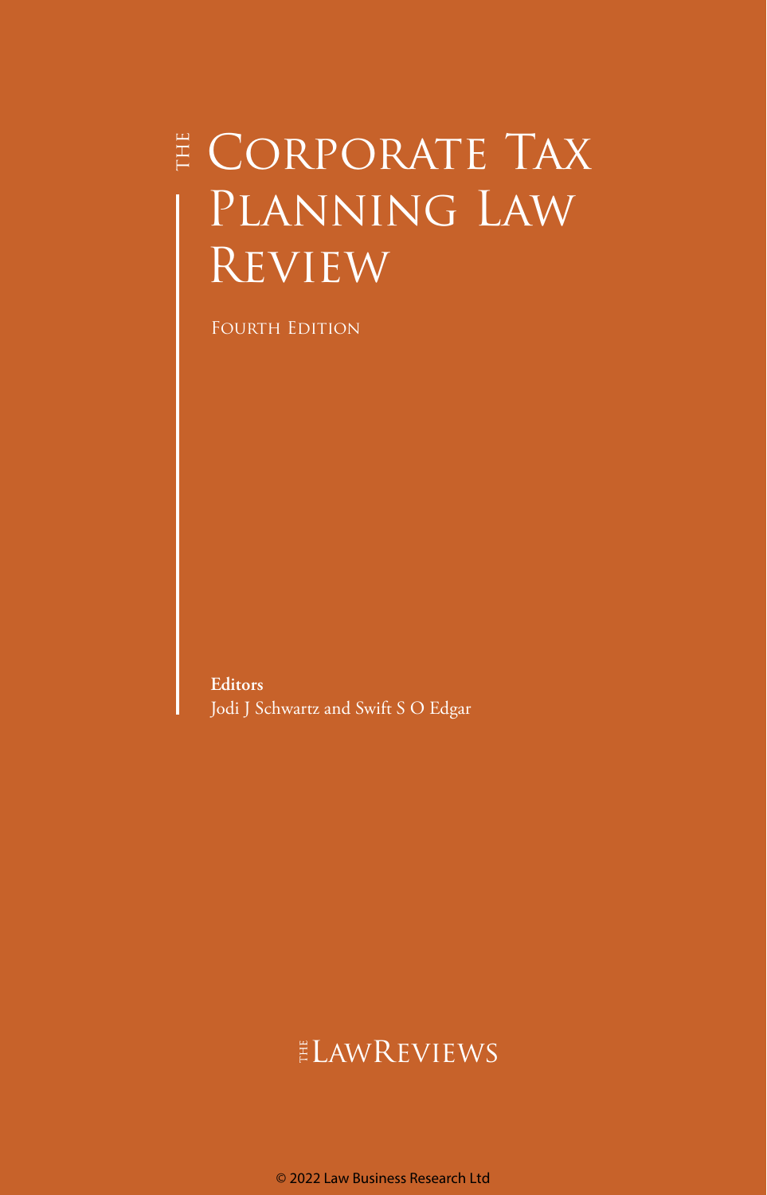# The Corporate Tax Planning Law Review

Fourth Edition

**Editors**
Jodi J Schwartz and Swift S O Edgar

The LawReviews

© 2022 Law Business Research Ltd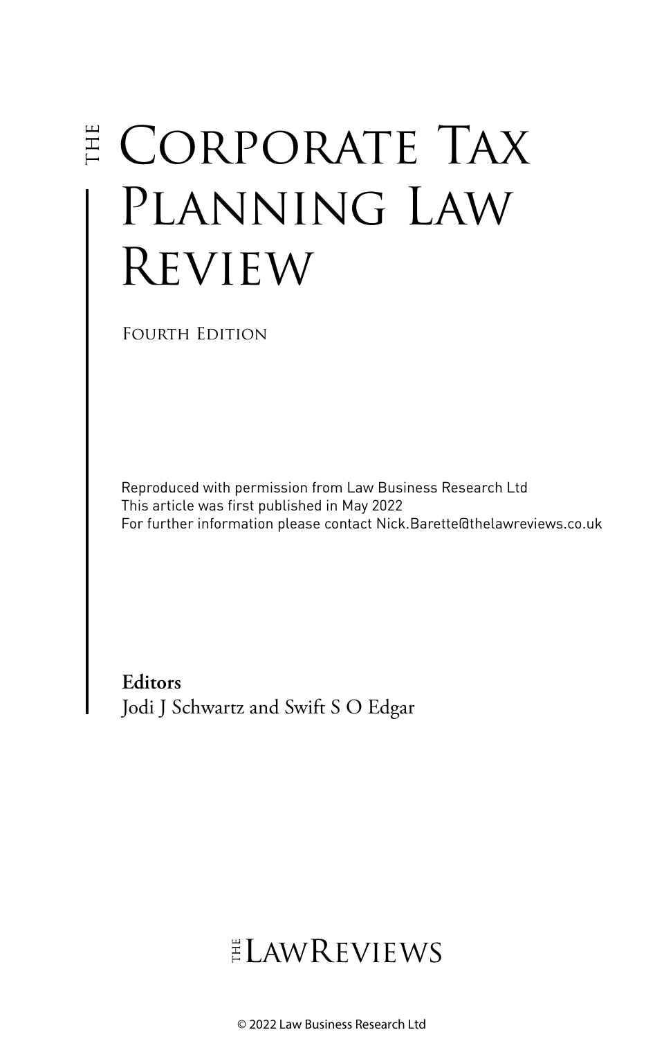# THE CORPORATE TAX PLANNING LAW REVIEW

FOURTH EDITION

Reproduced with permission from Law Business Research Ltd
This article was first published in May 2022
For further information please contact Nick.Barette@thelawreviews.co.uk

**Editors**
Jodi J Schwartz and Swift S O Edgar

THE LAWREVIEWS

© 2022 Law Business Research Ltd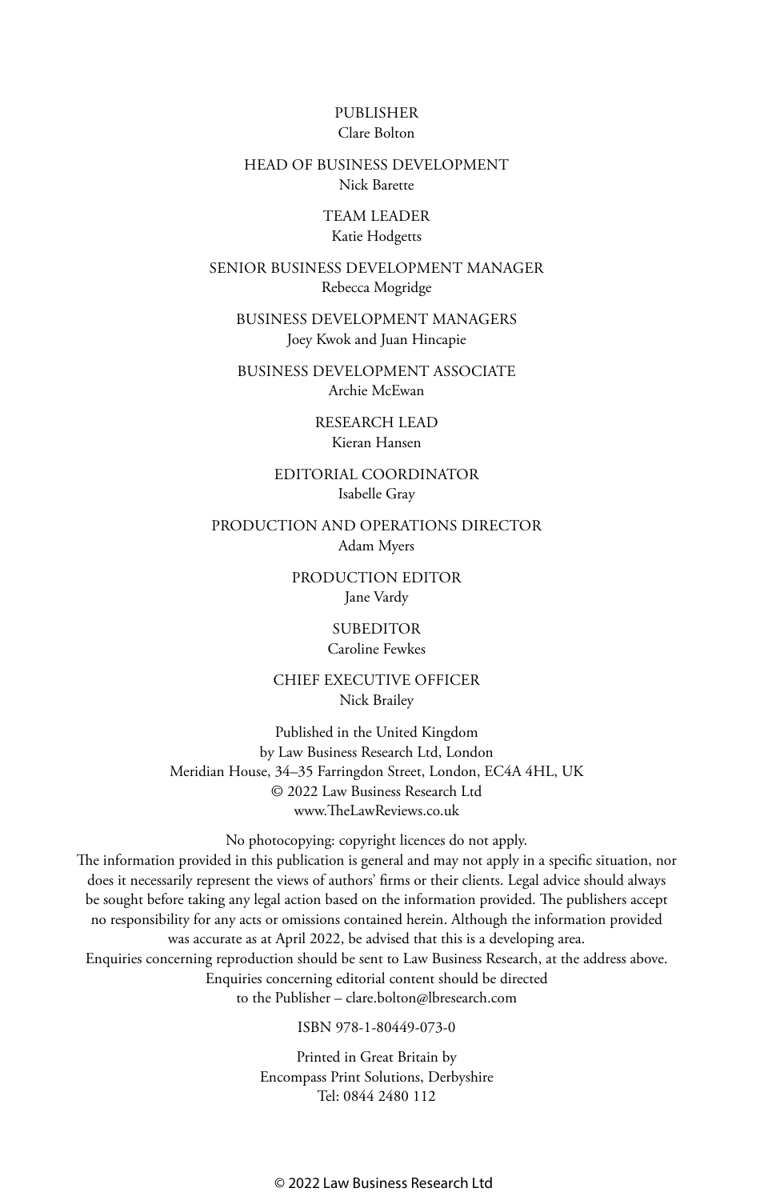PUBLISHER
Clare Bolton

HEAD OF BUSINESS DEVELOPMENT
Nick Barette

TEAM LEADER
Katie Hodgetts

SENIOR BUSINESS DEVELOPMENT MANAGER
Rebecca Mogridge

BUSINESS DEVELOPMENT MANAGERS
Joey Kwok and Juan Hincapie

BUSINESS DEVELOPMENT ASSOCIATE
Archie McEwan

RESEARCH LEAD
Kieran Hansen

EDITORIAL COORDINATOR
Isabelle Gray

PRODUCTION AND OPERATIONS DIRECTOR
Adam Myers

PRODUCTION EDITOR
Jane Vardy

SUBEDITOR
Caroline Fewkes

CHIEF EXECUTIVE OFFICER
Nick Brailey

Published in the United Kingdom
by Law Business Research Ltd, London
Meridian House, 34–35 Farringdon Street, London, EC4A 4HL, UK
© 2022 Law Business Research Ltd
www.TheLawReviews.co.uk

No photocopying: copyright licences do not apply.
The information provided in this publication is general and may not apply in a specific situation, nor does it necessarily represent the views of authors' firms or their clients. Legal advice should always be sought before taking any legal action based on the information provided. The publishers accept no responsibility for any acts or omissions contained herein. Although the information provided was accurate as at April 2022, be advised that this is a developing area.
Enquiries concerning reproduction should be sent to Law Business Research, at the address above.
Enquiries concerning editorial content should be directed to the Publisher – clare.bolton@lbresearch.com

ISBN 978-1-80449-073-0

Printed in Great Britain by
Encompass Print Solutions, Derbyshire
Tel: 0844 2480 112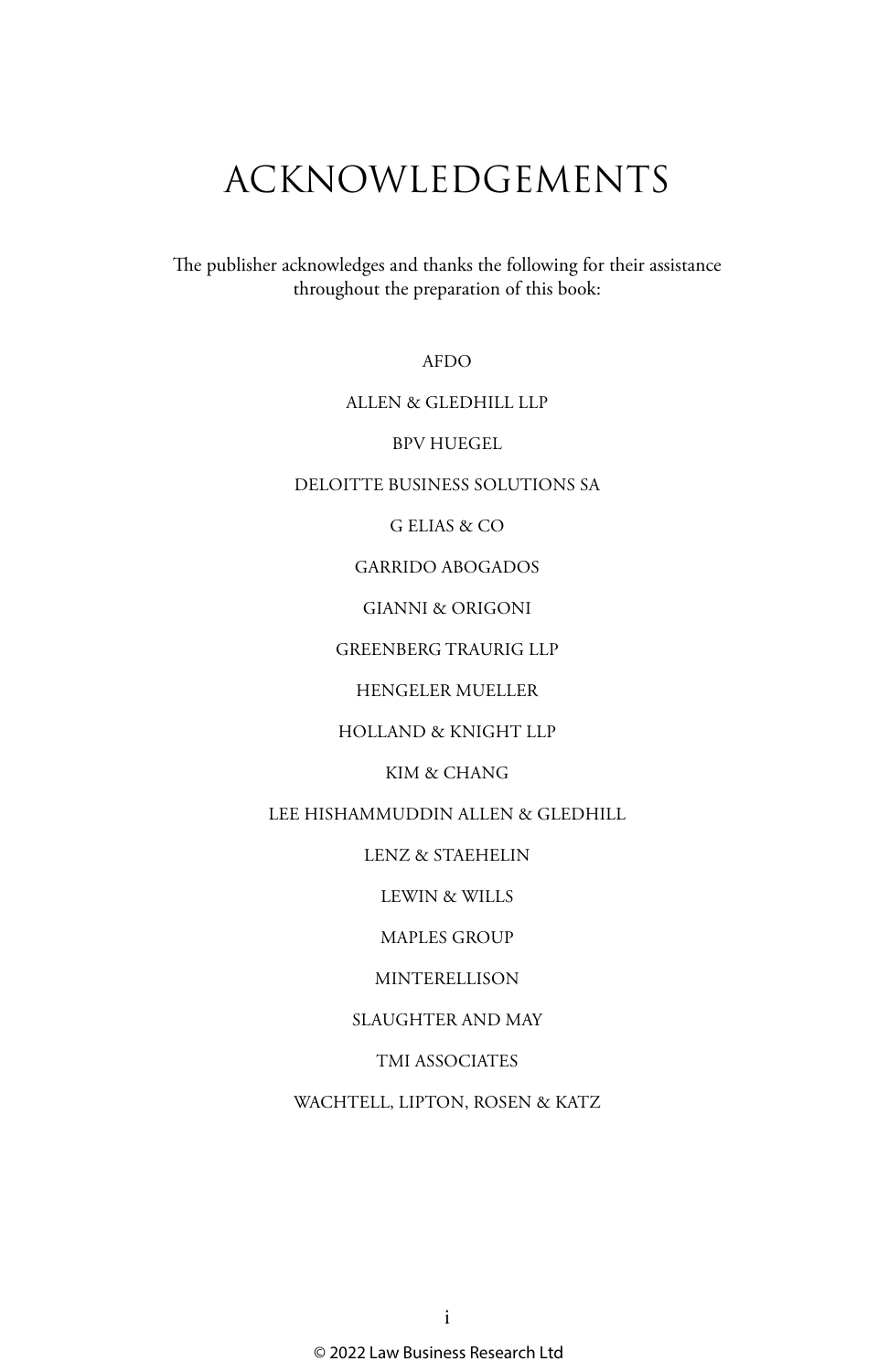# ACKNOWLEDGEMENTS

The publisher acknowledges and thanks the following for their assistance throughout the preparation of this book:

AFDO

ALLEN & GLEDHILL LLP

BPV HUEGEL

DELOITTE BUSINESS SOLUTIONS SA

G ELIAS & CO

GARRIDO ABOGADOS

GIANNI & ORIGONI

GREENBERG TRAURIG LLP

HENGELER MUELLER

HOLLAND & KNIGHT LLP

KIM & CHANG

LEE HISHAMMUDDIN ALLEN & GLEDHILL

LENZ & STAEHELIN

LEWIN & WILLS

MAPLES GROUP

MINTERELLISON

SLAUGHTER AND MAY

TMI ASSOCIATES

WACHTELL, LIPTON, ROSEN & KATZ

© 2022 Law Business Research Ltd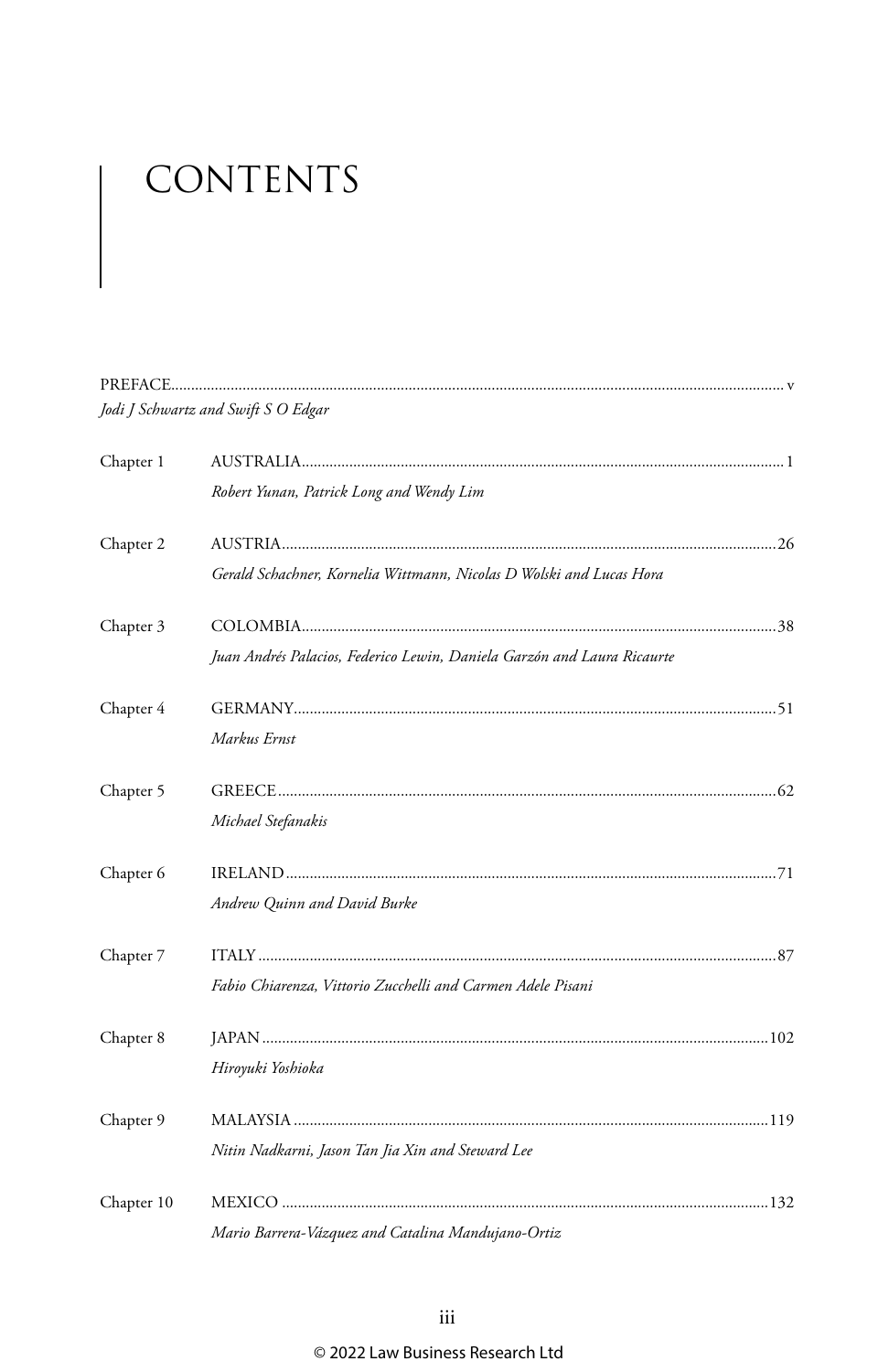# CONTENTS

PREFACE ........ v
*Jodi J Schwartz and Swift S O Edgar*

Chapter 1 AUSTRALIA ........ 1
*Robert Yunan, Patrick Long and Wendy Lim*

Chapter 2 AUSTRIA ........ 26
*Gerald Schachner, Kornelia Wittmann, Nicolas D Wolski and Lucas Hora*

Chapter 3 COLOMBIA ........ 38
*Juan Andrés Palacios, Federico Lewin, Daniela Garzón and Laura Ricaurte*

Chapter 4 GERMANY ........ 51
*Markus Ernst*

Chapter 5 GREECE ........ 62
*Michael Stefanakis*

Chapter 6 IRELAND ........ 71
*Andrew Quinn and David Burke*

Chapter 7 ITALY ........ 87
*Fabio Chiarenza, Vittorio Zucchelli and Carmen Adele Pisani*

Chapter 8 JAPAN ........ 102
*Hiroyuki Yoshioka*

Chapter 9 MALAYSIA ........ 119
*Nitin Nadkarni, Jason Tan Jia Xin and Steward Lee*

Chapter 10 MEXICO ........ 132
*Mario Barrera-Vázquez and Catalina Mandujano-Ortiz*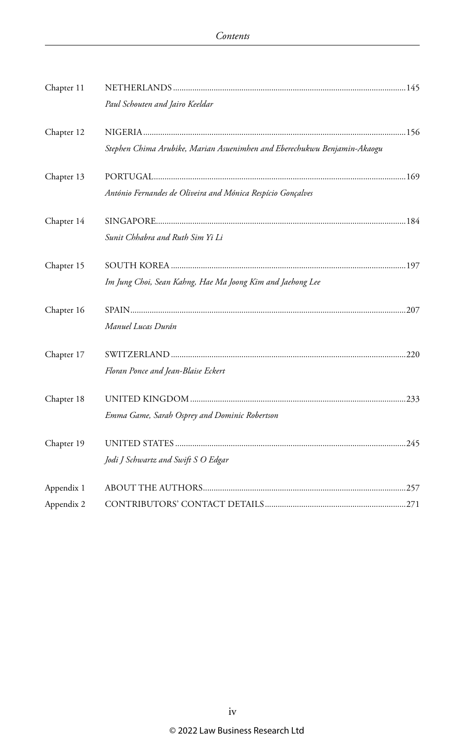| | | |
|---|---|---|
| Chapter 11 | NETHERLANDS<br>*Paul Schouten and Jairo Keeldar* | 145 |
| Chapter 12 | NIGERIA<br>*Stephen Chima Arubike, Marian Asuenimhen and Eberechukwu Benjamin-Akaogu* | 156 |
| Chapter 13 | PORTUGAL<br>*António Fernandes de Oliveira and Mónica Respício Gonçalves* | 169 |
| Chapter 14 | SINGAPORE<br>*Sunit Chhabra and Ruth Sim Yi Li* | 184 |
| Chapter 15 | SOUTH KOREA<br>*Im Jung Choi, Sean Kahng, Hae Ma Joong Kim and Jaehong Lee* | 197 |
| Chapter 16 | SPAIN<br>*Manuel Lucas Durán* | 207 |
| Chapter 17 | SWITZERLAND<br>*Floran Ponce and Jean-Blaise Eckert* | 220 |
| Chapter 18 | UNITED KINGDOM<br>*Emma Game, Sarah Osprey and Dominic Robertson* | 233 |
| Chapter 19 | UNITED STATES<br>*Jodi J Schwartz and Swift S O Edgar* | 245 |
| Appendix 1 | ABOUT THE AUTHORS | 257 |
| Appendix 2 | CONTRIBUTORS' CONTACT DETAILS | 271 |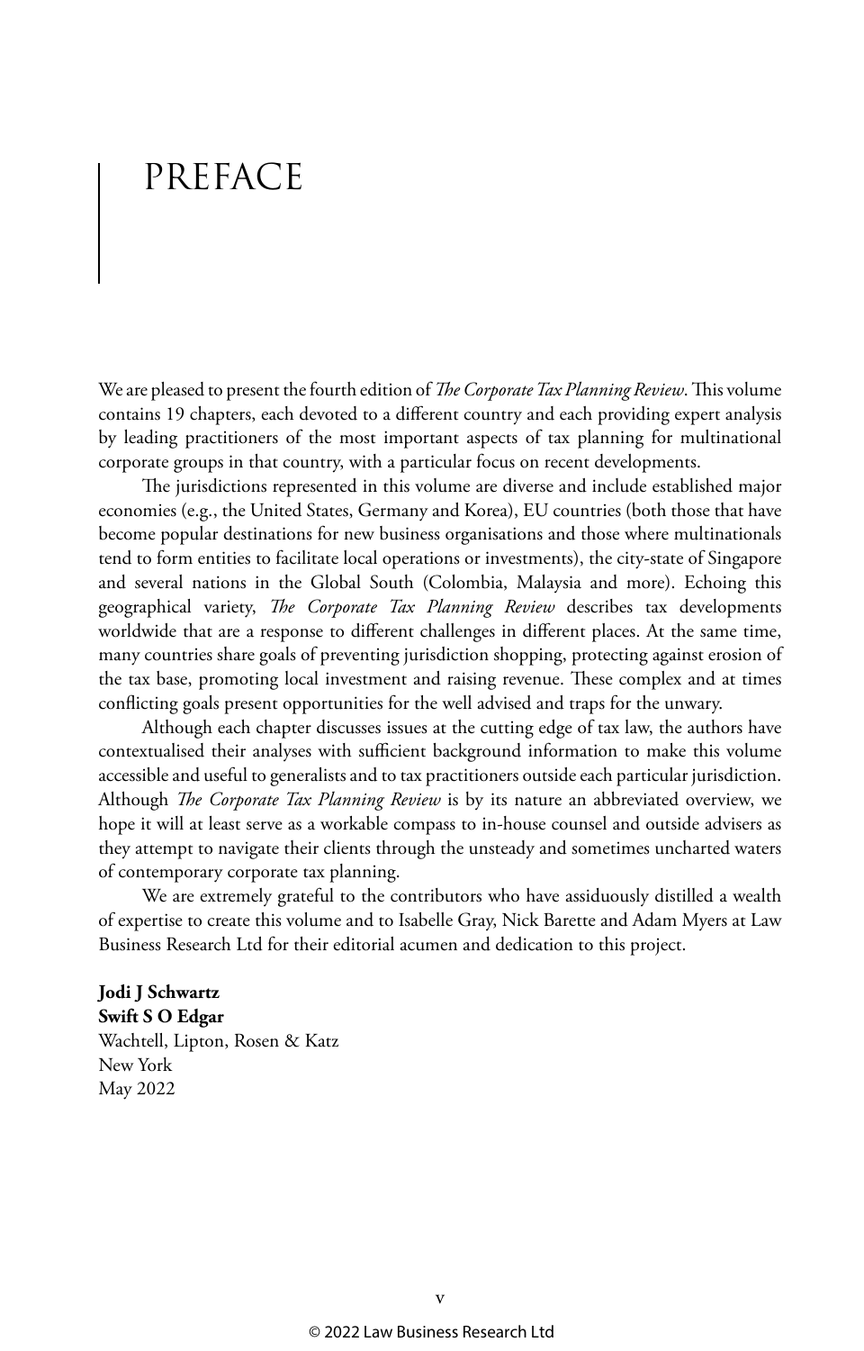# PREFACE

We are pleased to present the fourth edition of *The Corporate Tax Planning Review*. This volume contains 19 chapters, each devoted to a different country and each providing expert analysis by leading practitioners of the most important aspects of tax planning for multinational corporate groups in that country, with a particular focus on recent developments.

The jurisdictions represented in this volume are diverse and include established major economies (e.g., the United States, Germany and Korea), EU countries (both those that have become popular destinations for new business organisations and those where multinationals tend to form entities to facilitate local operations or investments), the city-state of Singapore and several nations in the Global South (Colombia, Malaysia and more). Echoing this geographical variety, *The Corporate Tax Planning Review* describes tax developments worldwide that are a response to different challenges in different places. At the same time, many countries share goals of preventing jurisdiction shopping, protecting against erosion of the tax base, promoting local investment and raising revenue. These complex and at times conflicting goals present opportunities for the well advised and traps for the unwary.

Although each chapter discusses issues at the cutting edge of tax law, the authors have contextualised their analyses with sufficient background information to make this volume accessible and useful to generalists and to tax practitioners outside each particular jurisdiction. Although *The Corporate Tax Planning Review* is by its nature an abbreviated overview, we hope it will at least serve as a workable compass to in-house counsel and outside advisers as they attempt to navigate their clients through the unsteady and sometimes uncharted waters of contemporary corporate tax planning.

We are extremely grateful to the contributors who have assiduously distilled a wealth of expertise to create this volume and to Isabelle Gray, Nick Barette and Adam Myers at Law Business Research Ltd for their editorial acumen and dedication to this project.

**Jodi J Schwartz**
**Swift S O Edgar**
Wachtell, Lipton, Rosen & Katz
New York
May 2022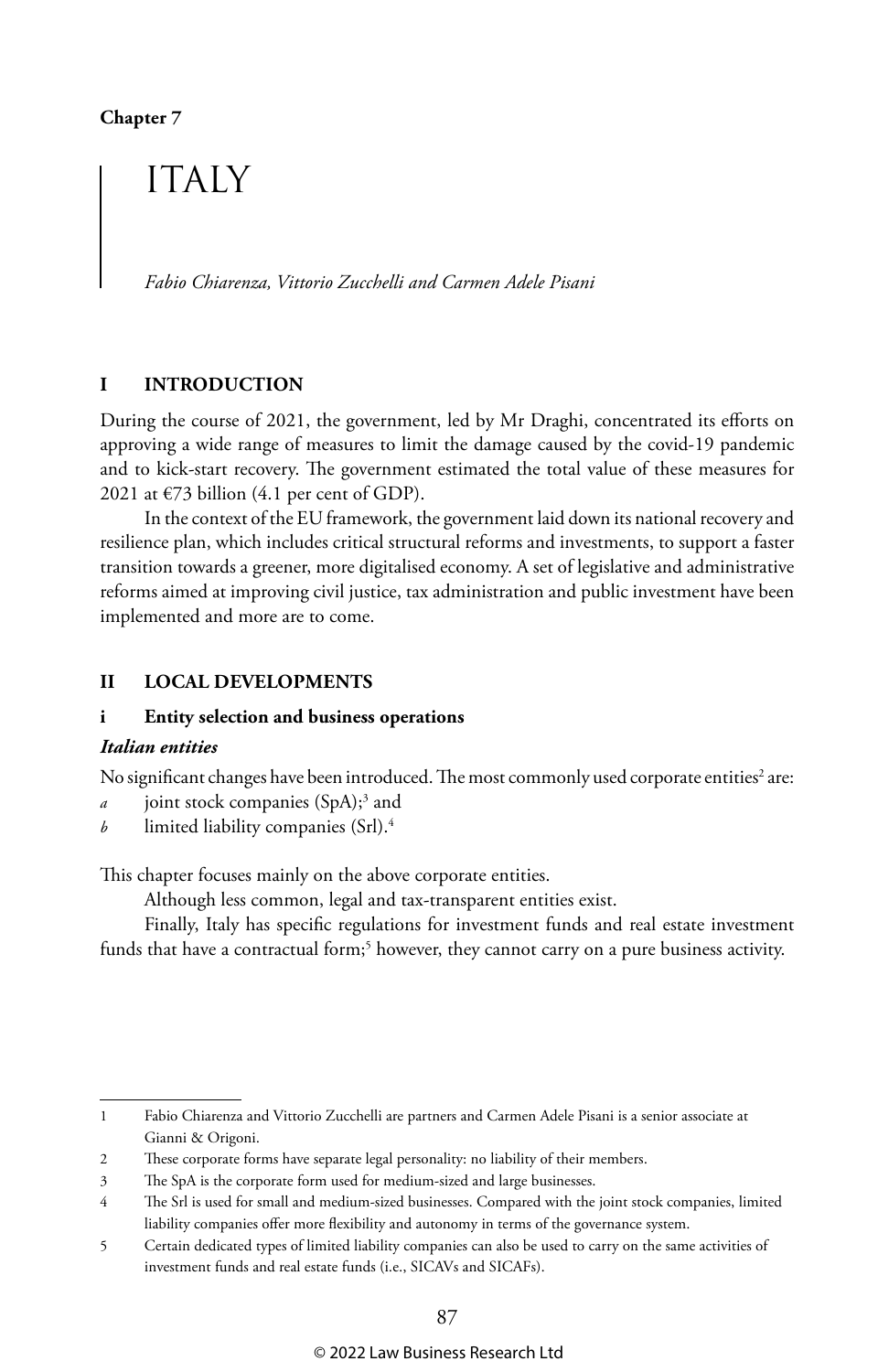Chapter 7

# ITALY

*Fabio Chiarenza, Vittorio Zucchelli and Carmen Adele Pisani*

## I INTRODUCTION

During the course of 2021, the government, led by Mr Draghi, concentrated its efforts on approving a wide range of measures to limit the damage caused by the covid-19 pandemic and to kick-start recovery. The government estimated the total value of these measures for 2021 at €73 billion (4.1 per cent of GDP).

In the context of the EU framework, the government laid down its national recovery and resilience plan, which includes critical structural reforms and investments, to support a faster transition towards a greener, more digitalised economy. A set of legislative and administrative reforms aimed at improving civil justice, tax administration and public investment have been implemented and more are to come.

## II LOCAL DEVELOPMENTS

### i Entity selection and business operations

#### *Italian entities*

No significant changes have been introduced. The most commonly used corporate entities[2] are:

*a* joint stock companies (SpA);[3] and
*b* limited liability companies (Srl).[4]

This chapter focuses mainly on the above corporate entities.

Although less common, legal and tax-transparent entities exist.

Finally, Italy has specific regulations for investment funds and real estate investment funds that have a contractual form;[5] however, they cannot carry on a pure business activity.

---

1 Fabio Chiarenza and Vittorio Zucchelli are partners and Carmen Adele Pisani is a senior associate at Gianni & Origoni.

2 These corporate forms have separate legal personality: no liability of their members.

3 The SpA is the corporate form used for medium-sized and large businesses.

4 The Srl is used for small and medium-sized businesses. Compared with the joint stock companies, limited liability companies offer more flexibility and autonomy in terms of the governance system.

5 Certain dedicated types of limited liability companies can also be used to carry on the same activities of investment funds and real estate funds (i.e., SICAVs and SICAFs).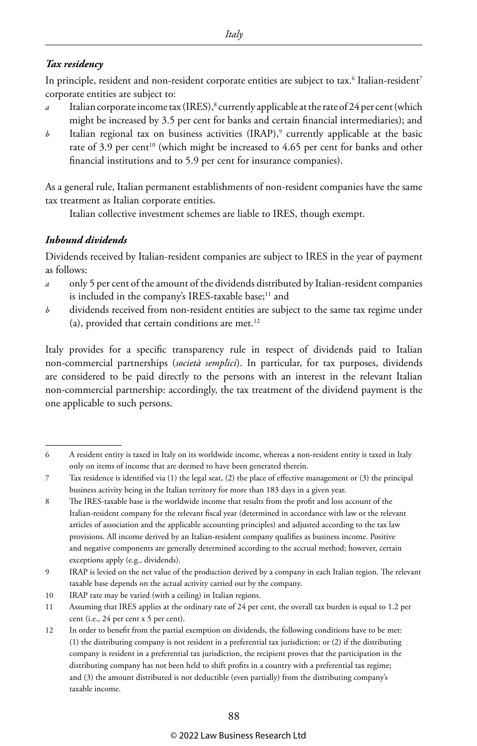### *Tax residency*

In principle, resident and non-resident corporate entities are subject to tax.[6] Italian-resident[7] corporate entities are subject to:

*a* Italian corporate income tax (IRES),[8] currently applicable at the rate of 24 per cent (which might be increased by 3.5 per cent for banks and certain financial intermediaries); and

*b* Italian regional tax on business activities (IRAP),[9] currently applicable at the basic rate of 3.9 per cent[10] (which might be increased to 4.65 per cent for banks and other financial institutions and to 5.9 per cent for insurance companies).

As a general rule, Italian permanent establishments of non-resident companies have the same tax treatment as Italian corporate entities.

Italian collective investment schemes are liable to IRES, though exempt.

### *Inbound dividends*

Dividends received by Italian-resident companies are subject to IRES in the year of payment as follows:

*a* only 5 per cent of the amount of the dividends distributed by Italian-resident companies is included in the company's IRES-taxable base;[11] and

*b* dividends received from non-resident entities are subject to the same tax regime under (a), provided that certain conditions are met.[12]

Italy provides for a specific transparency rule in respect of dividends paid to Italian non-commercial partnerships (*società semplici*). In particular, for tax purposes, dividends are considered to be paid directly to the persons with an interest in the relevant Italian non-commercial partnership: accordingly, the tax treatment of the dividend payment is the one applicable to such persons.

---

6 A resident entity is taxed in Italy on its worldwide income, whereas a non-resident entity is taxed in Italy only on items of income that are deemed to have been generated therein.

7 Tax residence is identified via (1) the legal seat, (2) the place of effective management or (3) the principal business activity being in the Italian territory for more than 183 days in a given year.

8 The IRES-taxable base is the worldwide income that results from the profit and loss account of the Italian-resident company for the relevant fiscal year (determined in accordance with law or the relevant articles of association and the applicable accounting principles) and adjusted according to the tax law provisions. All income derived by an Italian-resident company qualifies as business income. Positive and negative components are generally determined according to the accrual method; however, certain exceptions apply (e.g., dividends).

9 IRAP is levied on the net value of the production derived by a company in each Italian region. The relevant taxable base depends on the actual activity carried out by the company.

10 IRAP rate may be varied (with a ceiling) in Italian regions.

11 Assuming that IRES applies at the ordinary rate of 24 per cent, the overall tax burden is equal to 1.2 per cent (i.e., 24 per cent x 5 per cent).

12 In order to benefit from the partial exemption on dividends, the following conditions have to be met: (1) the distributing company is not resident in a preferential tax jurisdiction; or (2) if the distributing company is resident in a preferential tax jurisdiction, the recipient proves that the participation in the distributing company has not been held to shift profits in a country with a preferential tax regime; and (3) the amount distributed is not deductible (even partially) from the distributing company's taxable income.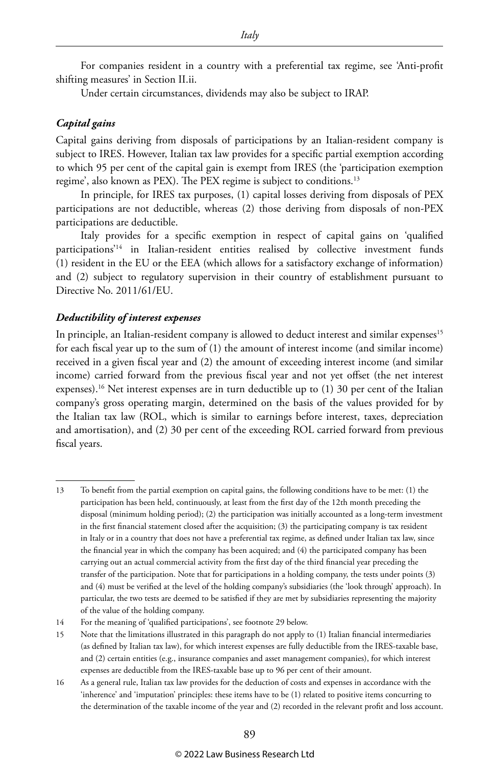For companies resident in a country with a preferential tax regime, see 'Anti-profit shifting measures' in Section II.ii.

Under certain circumstances, dividends may also be subject to IRAP.

### *Capital gains*

Capital gains deriving from disposals of participations by an Italian-resident company is subject to IRES. However, Italian tax law provides for a specific partial exemption according to which 95 per cent of the capital gain is exempt from IRES (the 'participation exemption regime', also known as PEX). The PEX regime is subject to conditions.[13]

In principle, for IRES tax purposes, (1) capital losses deriving from disposals of PEX participations are not deductible, whereas (2) those deriving from disposals of non-PEX participations are deductible.

Italy provides for a specific exemption in respect of capital gains on 'qualified participations'[14] in Italian-resident entities realised by collective investment funds (1) resident in the EU or the EEA (which allows for a satisfactory exchange of information) and (2) subject to regulatory supervision in their country of establishment pursuant to Directive No. 2011/61/EU.

### *Deductibility of interest expenses*

In principle, an Italian-resident company is allowed to deduct interest and similar expenses[15] for each fiscal year up to the sum of (1) the amount of interest income (and similar income) received in a given fiscal year and (2) the amount of exceeding interest income (and similar income) carried forward from the previous fiscal year and not yet offset (the net interest expenses).[16] Net interest expenses are in turn deductible up to (1) 30 per cent of the Italian company's gross operating margin, determined on the basis of the values provided for by the Italian tax law (ROL, which is similar to earnings before interest, taxes, depreciation and amortisation), and (2) 30 per cent of the exceeding ROL carried forward from previous fiscal years.

---

13 To benefit from the partial exemption on capital gains, the following conditions have to be met: (1) the participation has been held, continuously, at least from the first day of the 12th month preceding the disposal (minimum holding period); (2) the participation was initially accounted as a long-term investment in the first financial statement closed after the acquisition; (3) the participating company is tax resident in Italy or in a country that does not have a preferential tax regime, as defined under Italian tax law, since the financial year in which the company has been acquired; and (4) the participated company has been carrying out an actual commercial activity from the first day of the third financial year preceding the transfer of the participation. Note that for participations in a holding company, the tests under points (3) and (4) must be verified at the level of the holding company's subsidiaries (the 'look through' approach). In particular, the two tests are deemed to be satisfied if they are met by subsidiaries representing the majority of the value of the holding company.

14 For the meaning of 'qualified participations', see footnote 29 below.

15 Note that the limitations illustrated in this paragraph do not apply to (1) Italian financial intermediaries (as defined by Italian tax law), for which interest expenses are fully deductible from the IRES-taxable base, and (2) certain entities (e.g., insurance companies and asset management companies), for which interest expenses are deductible from the IRES-taxable base up to 96 per cent of their amount.

16 As a general rule, Italian tax law provides for the deduction of costs and expenses in accordance with the 'inherence' and 'imputation' principles: these items have to be (1) related to positive items concurring to the determination of the taxable income of the year and (2) recorded in the relevant profit and loss account.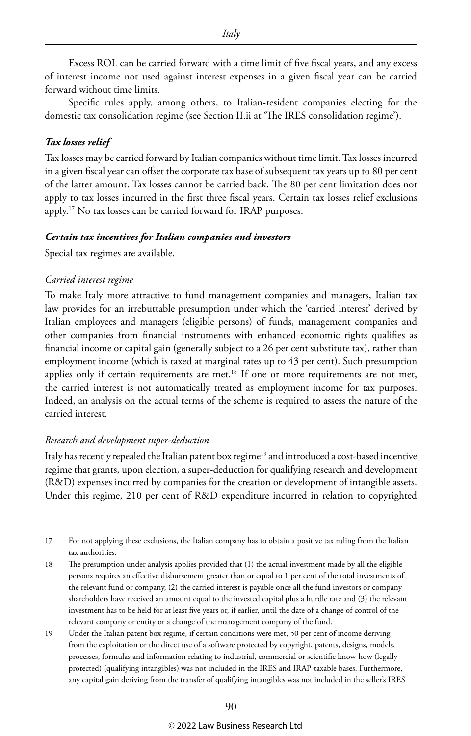Excess ROL can be carried forward with a time limit of five fiscal years, and any excess of interest income not used against interest expenses in a given fiscal year can be carried forward without time limits.

Specific rules apply, among others, to Italian-resident companies electing for the domestic tax consolidation regime (see Section II.ii at 'The IRES consolidation regime').

### *Tax losses relief*

Tax losses may be carried forward by Italian companies without time limit. Tax losses incurred in a given fiscal year can offset the corporate tax base of subsequent tax years up to 80 per cent of the latter amount. Tax losses cannot be carried back. The 80 per cent limitation does not apply to tax losses incurred in the first three fiscal years. Certain tax losses relief exclusions apply.[17] No tax losses can be carried forward for IRAP purposes.

### *Certain tax incentives for Italian companies and investors*

Special tax regimes are available.

#### *Carried interest regime*

To make Italy more attractive to fund management companies and managers, Italian tax law provides for an irrebuttable presumption under which the 'carried interest' derived by Italian employees and managers (eligible persons) of funds, management companies and other companies from financial instruments with enhanced economic rights qualifies as financial income or capital gain (generally subject to a 26 per cent substitute tax), rather than employment income (which is taxed at marginal rates up to 43 per cent). Such presumption applies only if certain requirements are met.[18] If one or more requirements are not met, the carried interest is not automatically treated as employment income for tax purposes. Indeed, an analysis on the actual terms of the scheme is required to assess the nature of the carried interest.

#### *Research and development super-deduction*

Italy has recently repealed the Italian patent box regime[19] and introduced a cost-based incentive regime that grants, upon election, a super-deduction for qualifying research and development (R&D) expenses incurred by companies for the creation or development of intangible assets. Under this regime, 210 per cent of R&D expenditure incurred in relation to copyrighted

---

17 For not applying these exclusions, the Italian company has to obtain a positive tax ruling from the Italian tax authorities.

18 The presumption under analysis applies provided that (1) the actual investment made by all the eligible persons requires an effective disbursement greater than or equal to 1 per cent of the total investments of the relevant fund or company, (2) the carried interest is payable once all the fund investors or company shareholders have received an amount equal to the invested capital plus a hurdle rate and (3) the relevant investment has to be held for at least five years or, if earlier, until the date of a change of control of the relevant company or entity or a change of the management company of the fund.

19 Under the Italian patent box regime, if certain conditions were met, 50 per cent of income deriving from the exploitation or the direct use of a software protected by copyright, patents, designs, models, processes, formulas and information relating to industrial, commercial or scientific know-how (legally protected) (qualifying intangibles) was not included in the IRES and IRAP-taxable bases. Furthermore, any capital gain deriving from the transfer of qualifying intangibles was not included in the seller's IRES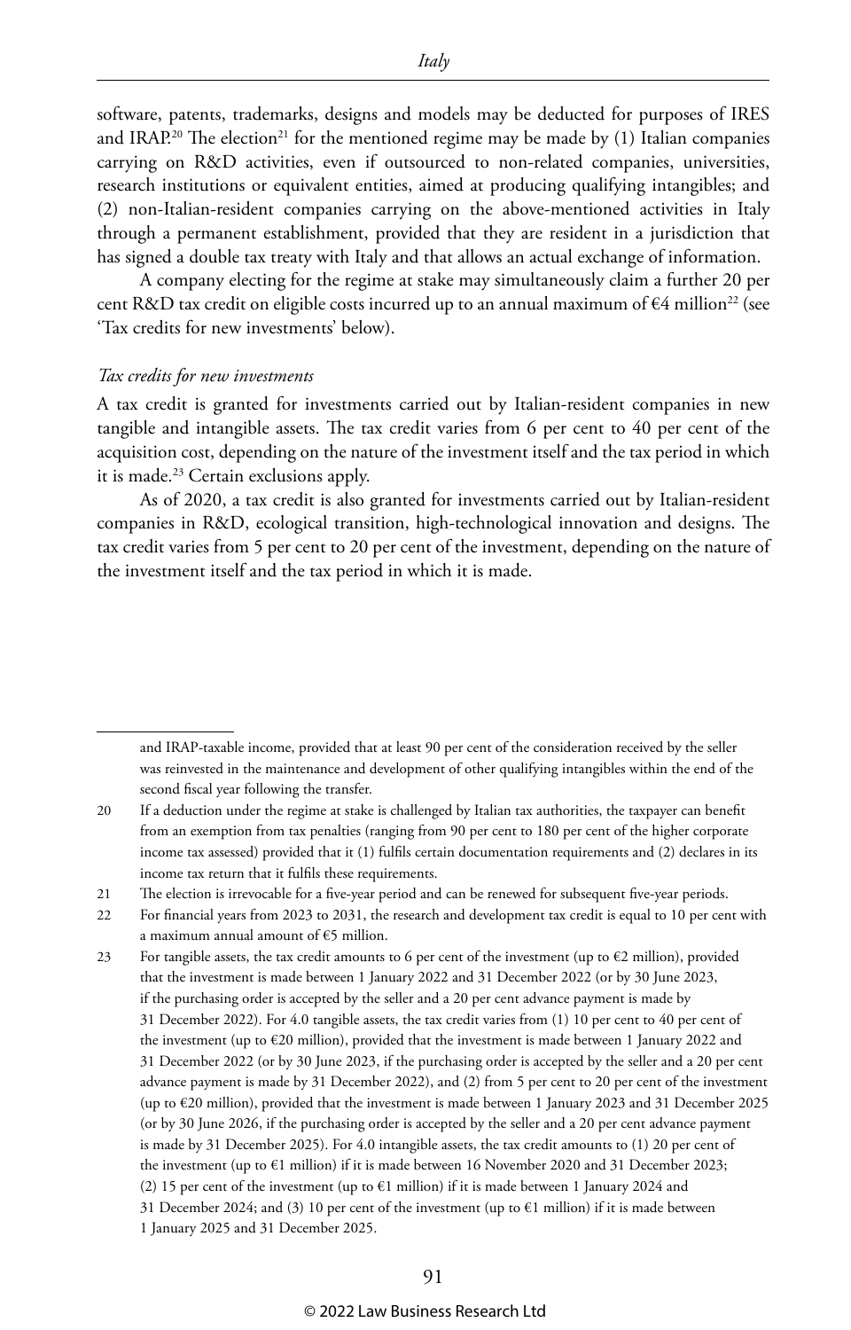software, patents, trademarks, designs and models may be deducted for purposes of IRES and IRAP.[20] The election[21] for the mentioned regime may be made by (1) Italian companies carrying on R&D activities, even if outsourced to non-related companies, universities, research institutions or equivalent entities, aimed at producing qualifying intangibles; and (2) non-Italian-resident companies carrying on the above-mentioned activities in Italy through a permanent establishment, provided that they are resident in a jurisdiction that has signed a double tax treaty with Italy and that allows an actual exchange of information.

A company electing for the regime at stake may simultaneously claim a further 20 per cent R&D tax credit on eligible costs incurred up to an annual maximum of €4 million[22] (see 'Tax credits for new investments' below).

*Tax credits for new investments*

A tax credits is granted for investments carried out by Italian-resident companies in new tangible and intangible assets. The tax credit varies from 6 per cent to 40 per cent of the acquisition cost, depending on the nature of the investment itself and the tax period in which it is made.[23] Certain exclusions apply.

As of 2020, a tax credit is also granted for investments carried out by Italian-resident companies in R&D, ecological transition, high-technological innovation and designs. The tax credit varies from 5 per cent to 20 per cent of the investment, depending on the nature of the investment itself and the tax period in which it is made.

---

and IRAP-taxable income, provided that at least 90 per cent of the consideration received by the seller was reinvested in the maintenance and development of other qualifying intangibles within the end of the second fiscal year following the transfer.

20 If a deduction under the regime at stake is challenged by Italian tax authorities, the taxpayer can benefit from an exemption from tax penalties (ranging from 90 per cent to 180 per cent of the higher corporate income tax assessed) provided that it (1) fulfils certain documentation requirements and (2) declares in its income tax return that it fulfils these requirements.

21 The election is irrevocable for a five-year period and can be renewed for subsequent five-year periods.

22 For financial years from 2023 to 2031, the research and development tax credit is equal to 10 per cent with a maximum annual amount of €5 million.

23 For tangible assets, the tax credit amounts to 6 per cent of the investment (up to €2 million), provided that the investment is made between 1 January 2022 and 31 December 2022 (or by 30 June 2023, if the purchasing order is accepted by the seller and a 20 per cent advance payment is made by 31 December 2022). For 4.0 tangible assets, the tax credit varies from (1) 10 per cent to 40 per cent of the investment (up to €20 million), provided that the investment is made between 1 January 2022 and 31 December 2022 (or by 30 June 2023, if the purchasing order is accepted by the seller and a 20 per cent advance payment is made by 31 December 2022), and (2) from 5 per cent to 20 per cent of the investment (up to €20 million), provided that the investment is made between 1 January 2023 and 31 December 2025 (or by 30 June 2026, if the purchasing order is accepted by the seller and a 20 per cent advance payment is made by 31 December 2025). For 4.0 intangible assets, the tax credit amounts to (1) 20 per cent of the investment (up to €1 million) if it is made between 16 November 2020 and 31 December 2023; (2) 15 per cent of the investment (up to €1 million) if it is made between 1 January 2024 and 31 December 2024; and (3) 10 per cent of the investment (up to €1 million) if it is made between 1 January 2025 and 31 December 2025.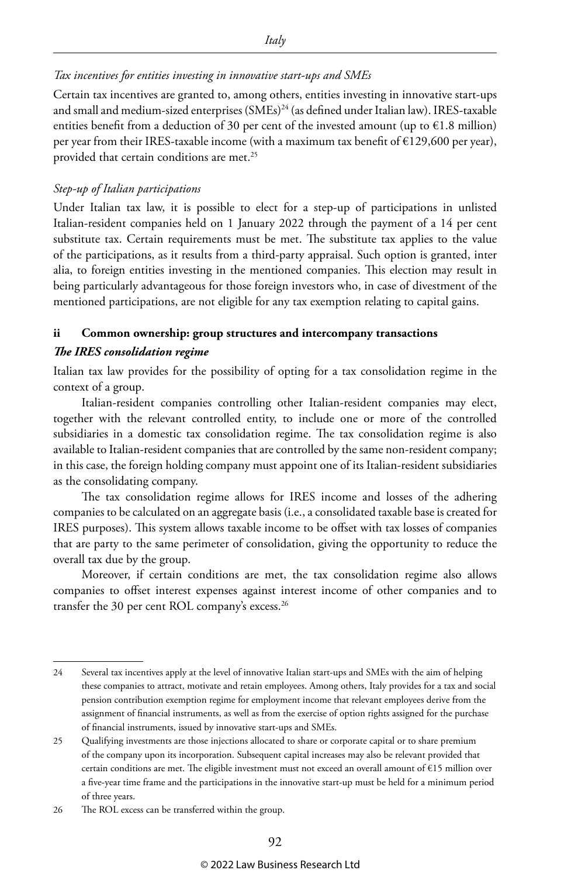*Tax incentives for entities investing in innovative start-ups and SMEs*

Certain tax incentives are granted to, among others, entities investing in innovative start-ups and small and medium-sized enterprises (SMEs)[24] (as defined under Italian law). IRES-taxable entities benefit from a deduction of 30 per cent of the invested amount (up to €1.8 million) per year from their IRES-taxable income (with a maximum tax benefit of €129,600 per year), provided that certain conditions are met.[25]

*Step-up of Italian participations*

Under Italian tax law, it is possible to elect for a step-up of participations in unlisted Italian-resident companies held on 1 January 2022 through the payment of a 14 per cent substitute tax. Certain requirements must be met. The substitute tax applies to the value of the participations, as it results from a third-party appraisal. Such option is granted, inter alia, to foreign entities investing in the mentioned companies. This election may result in being particularly advantageous for those foreign investors who, in case of divestment of the mentioned participations, are not eligible for any tax exemption relating to capital gains.

### ii Common ownership: group structures and intercompany transactions

***The IRES consolidation regime***

Italian tax law provides for the possibility of opting for a tax consolidation regime in the context of a group.

Italian-resident companies controlling other Italian-resident companies may elect, together with the relevant controlled entity, to include one or more of the controlled subsidiaries in a domestic tax consolidation regime. The tax consolidation regime is also available to Italian-resident companies that are controlled by the same non-resident company; in this case, the foreign holding company must appoint one of its Italian-resident subsidiaries as the consolidating company.

The tax consolidation regime allows for IRES income and losses of the adhering companies to be calculated on an aggregate basis (i.e., a consolidated taxable base is created for IRES purposes). This system allows taxable income to be offset with tax losses of companies that are party to the same perimeter of consolidation, giving the opportunity to reduce the overall tax due by the group.

Moreover, if certain conditions are met, the tax consolidation regime also allows companies to offset interest expenses against interest income of other companies and to transfer the 30 per cent ROL company's excess.[26]

---

24 Several tax incentives apply at the level of innovative Italian start-ups and SMEs with the aim of helping these companies to attract, motivate and retain employees. Among others, Italy provides for a tax and social pension contribution exemption regime for employment income that relevant employees derive from the assignment of financial instruments, as well as from the exercise of option rights assigned for the purchase of financial instruments, issued by innovative start-ups and SMEs.

25 Qualifying investments are those injections allocated to share or corporate capital or to share premium of the company upon its incorporation. Subsequent capital increases may also be relevant provided that certain conditions are met. The eligible investment must not exceed an overall amount of €15 million over a five-year time frame and the participations in the innovative start-up must be held for a minimum period of three years.

26 The ROL excess can be transferred within the group.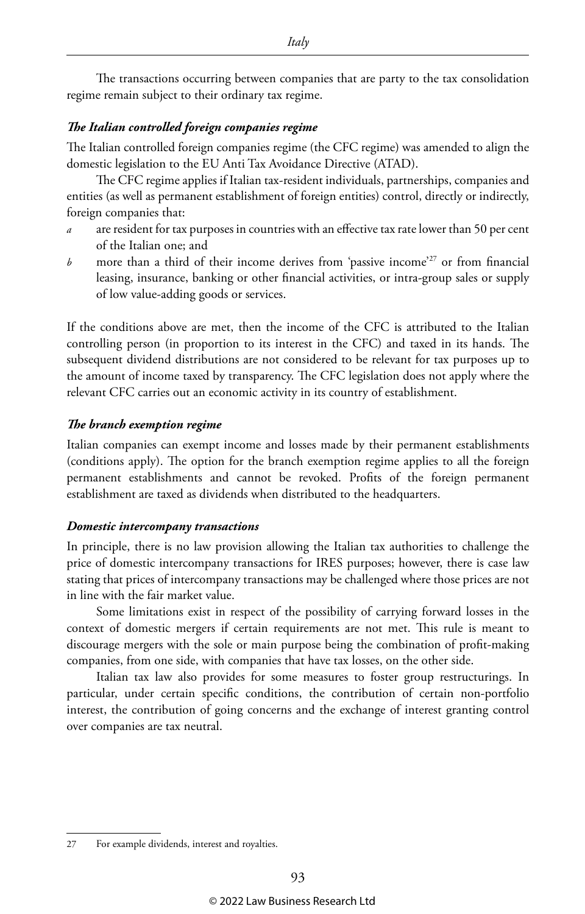The transactions occurring between companies that are party to the tax consolidation regime remain subject to their ordinary tax regime.

#### *The Italian controlled foreign companies regime*

The Italian controlled foreign companies regime (the CFC regime) was amended to align the domestic legislation to the EU Anti Tax Avoidance Directive (ATAD).

The CFC regime applies if Italian tax-resident individuals, partnerships, companies and entities (as well as permanent establishment of foreign entities) control, directly or indirectly, foreign companies that:

*a* are resident for tax purposes in countries with an effective tax rate lower than 50 per cent of the Italian one; and

*b* more than a third of their income derives from 'passive income'[27] or from financial leasing, insurance, banking or other financial activities, or intra-group sales or supply of low value-adding goods or services.

If the conditions above are met, then the income of the CFC is attributed to the Italian controlling person (in proportion to its interest in the CFC) and taxed in its hands. The subsequent dividend distributions are not considered to be relevant for tax purposes up to the amount of income taxed by transparency. The CFC legislation does not apply where the relevant CFC carries out an economic activity in its country of establishment.

#### *The branch exemption regime*

Italian companies can exempt income and losses made by their permanent establishments (conditions apply). The option for the branch exemption regime applies to all the foreign permanent establishments and cannot be revoked. Profits of the foreign permanent establishment are taxed as dividends when distributed to the headquarters.

#### *Domestic intercompany transactions*

In principle, there is no law provision allowing the Italian tax authorities to challenge the price of domestic intercompany transactions for IRES purposes; however, there is case law stating that prices of intercompany transactions may be challenged where those prices are not in line with the fair market value.

Some limitations exist in respect of the possibility of carrying forward losses in the context of domestic mergers if certain requirements are not met. This rule is meant to discourage mergers with the sole or main purpose being the combination of profit-making companies, from one side, with companies that have tax losses, on the other side.

Italian tax law also provides for some measures to foster group restructurings. In particular, under certain specific conditions, the contribution of certain non-portfolio interest, the contribution of going concerns and the exchange of interest granting control over companies are tax neutral.

---

27 For example dividends, interest and royalties.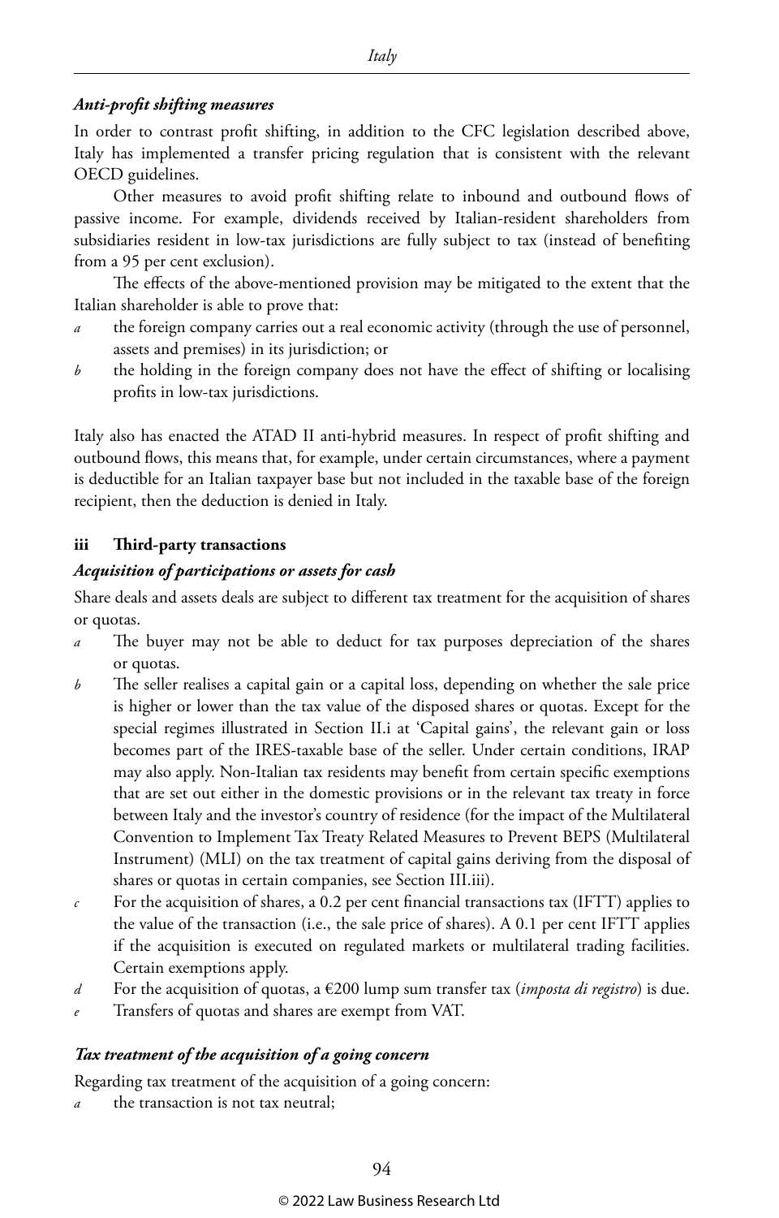### *Anti-profit shifting measures*

In order to contrast profit shifting, in addition to the CFC legislation described above, Italy has implemented a transfer pricing regulation that is consistent with the relevant OECD guidelines.

Other measures to avoid profit shifting relate to inbound and outbound flows of passive income. For example, dividends received by Italian-resident shareholders from subsidiaries resident in low-tax jurisdictions are fully subject to tax (instead of benefiting from a 95 per cent exclusion).

The effects of the above-mentioned provision may be mitigated to the extent that the Italian shareholder is able to prove that:

*a* the foreign company carries out a real economic activity (through the use of personnel, assets and premises) in its jurisdiction; or

*b* the holding in the foreign company does not have the effect of shifting or localising profits in low-tax jurisdictions.

Italy also has enacted the ATAD II anti-hybrid measures. In respect of profit shifting and outbound flows, this means that, for example, under certain circumstances, where a payment is deductible for an Italian taxpayer base but not included in the taxable base of the foreign recipient, then the deduction is denied in Italy.

## iii Third-party transactions

### *Acquisition of participations or assets for cash*

Share deals and assets deals are subject to different tax treatment for the acquisition of shares or quotas.

*a* The buyer may not be able to deduct for tax purposes depreciation of the shares or quotas.

*b* The seller realises a capital gain or a capital loss, depending on whether the sale price is higher or lower than the tax value of the disposed shares or quotas. Except for the special regimes illustrated in Section II.i at 'Capital gains', the relevant gain or loss becomes part of the IRES-taxable base of the seller. Under certain conditions, IRAP may also apply. Non-Italian tax residents may benefit from certain specific exemptions that are set out either in the domestic provisions or in the relevant tax treaty in force between Italy and the investor's country of residence (for the impact of the Multilateral Convention to Implement Tax Treaty Related Measures to Prevent BEPS (Multilateral Instrument) (MLI) on the tax treatment of capital gains deriving from the disposal of shares or quotas in certain companies, see Section III.iii).

*c* For the acquisition of shares, a 0.2 per cent financial transactions tax (IFTT) applies to the value of the transaction (i.e., the sale price of shares). A 0.1 per cent IFTT applies if the acquisition is executed on regulated markets or multilateral trading facilities. Certain exemptions apply.

*d* For the acquisition of quotas, a €200 lump sum transfer tax (*imposta di registro*) is due.

*e* Transfers of quotas and shares are exempt from VAT.

### *Tax treatment of the acquisition of a going concern*

Regarding tax treatment of the acquisition of a going concern:

*a* the transaction is not tax neutral;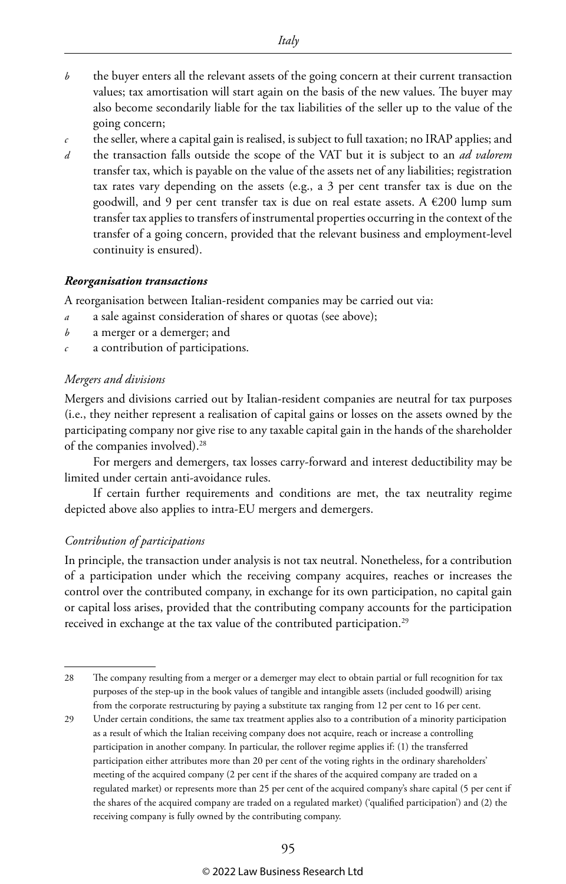*b* the buyer enters all the relevant assets of the going concern at their current transaction values; tax amortisation will start again on the basis of the new values. The buyer may also become secondarily liable for the tax liabilities of the seller up to the value of the going concern;

*c* the seller, where a capital gain is realised, is subject to full taxation; no IRAP applies; and

*d* the transaction falls outside the scope of the VAT but it is subject to an *ad valorem* transfer tax, which is payable on the value of the assets net of any liabilities; registration tax rates vary depending on the assets (e.g., a 3 per cent transfer tax is due on the goodwill, and 9 per cent transfer tax is due on real estate assets. A €200 lump sum transfer tax applies to transfers of instrumental properties occurring in the context of the transfer of a going concern, provided that the relevant business and employment-level continuity is ensured).

***Reorganisation transactions***

A reorganisation between Italian-resident companies may be carried out via:

*a* a sale against consideration of shares or quotas (see above);

*b* a merger or a demerger; and

*c* a contribution of participations.

*Mergers and divisions*

Mergers and divisions carried out by Italian-resident companies are neutral for tax purposes (i.e., they neither represent a realisation of capital gains or losses on the assets owned by the participating company nor give rise to any taxable capital gain in the hands of the shareholder of the companies involved).[28]

For mergers and demergers, tax losses carry-forward and interest deductibility may be limited under certain anti-avoidance rules.

If certain further requirements and conditions are met, the tax neutrality regime depicted above also applies to intra-EU mergers and demergers.

*Contribution of participations*

In principle, the transaction under analysis is not tax neutral. Nonetheless, for a contribution of a participation under which the receiving company acquires, reaches or increases the control over the contributed company, in exchange for its own participation, no capital gain or capital loss arises, provided that the contributing company accounts for the participation received in exchange at the tax value of the contributed participation.[29]

---

28 The company resulting from a merger or a demerger may elect to obtain partial or full recognition for tax purposes of the step-up in the book values of tangible and intangible assets (included goodwill) arising from the corporate restructuring by paying a substitute tax ranging from 12 per cent to 16 per cent.

29 Under certain conditions, the same tax treatment applies also to a contribution of a minority participation as a result of which the Italian receiving company does not acquire, reach or increase a controlling participation in another company. In particular, the rollover regime applies if: (1) the transferred participation either attributes more than 20 per cent of the voting rights in the ordinary shareholders' meeting of the acquired company (2 per cent if the shares of the acquired company are traded on a regulated market) or represents more than 25 per cent of the acquired company's share capital (5 per cent if the shares of the acquired company are traded on a regulated market) ('qualified participation') and (2) the receiving company is fully owned by the contributing company.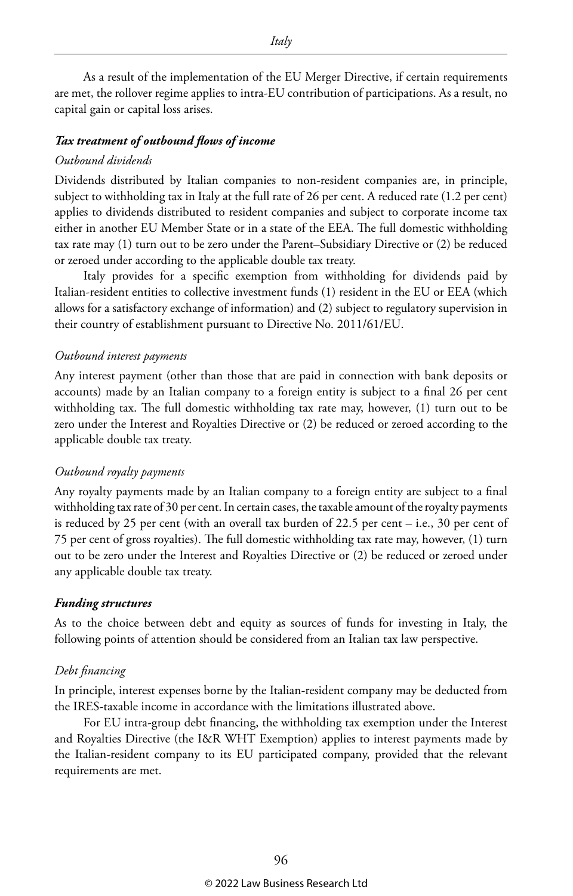As a result of the implementation of the EU Merger Directive, if certain requirements are met, the rollover regime applies to intra-EU contribution of participations. As a result, no capital gain or capital loss arises.

***Tax treatment of outbound flows of income***

*Outbound dividends*

Dividends distributed by Italian companies to non-resident companies are, in principle, subject to withholding tax in Italy at the full rate of 26 per cent. A reduced rate (1.2 per cent) applies to dividends distributed to resident companies and subject to corporate income tax either in another EU Member State or in a state of the EEA. The full domestic withholding tax rate may (1) turn out to be zero under the Parent–Subsidiary Directive or (2) be reduced or zeroed under according to the applicable double tax treaty.

Italy provides for a specific exemption from withholding for dividends paid by Italian-resident entities to collective investment funds (1) resident in the EU or EEA (which allows for a satisfactory exchange of information) and (2) subject to regulatory supervision in their country of establishment pursuant to Directive No. 2011/61/EU.

*Outbound interest payments*

Any interest payment (other than those that are paid in connection with bank deposits or accounts) made by an Italian company to a foreign entity is subject to a final 26 per cent withholding tax. The full domestic withholding tax rate may, however, (1) turn out to be zero under the Interest and Royalties Directive or (2) be reduced or zeroed according to the applicable double tax treaty.

*Outbound royalty payments*

Any royalty payments made by an Italian company to a foreign entity are subject to a final withholding tax rate of 30 per cent. In certain cases, the taxable amount of the royalty payments is reduced by 25 per cent (with an overall tax burden of 22.5 per cent – i.e., 30 per cent of 75 per cent of gross royalties). The full domestic withholding tax rate may, however, (1) turn out to be zero under the Interest and Royalties Directive or (2) be reduced or zeroed under any applicable double tax treaty.

***Funding structures***

As to the choice between debt and equity as sources of funds for investing in Italy, the following points of attention should be considered from an Italian tax law perspective.

*Debt financing*

In principle, interest expenses borne by the Italian-resident company may be deducted from the IRES-taxable income in accordance with the limitations illustrated above.

For EU intra-group debt financing, the withholding tax exemption under the Interest and Royalties Directive (the I&R WHT Exemption) applies to interest payments made by the Italian-resident company to its EU participated company, provided that the relevant requirements are met.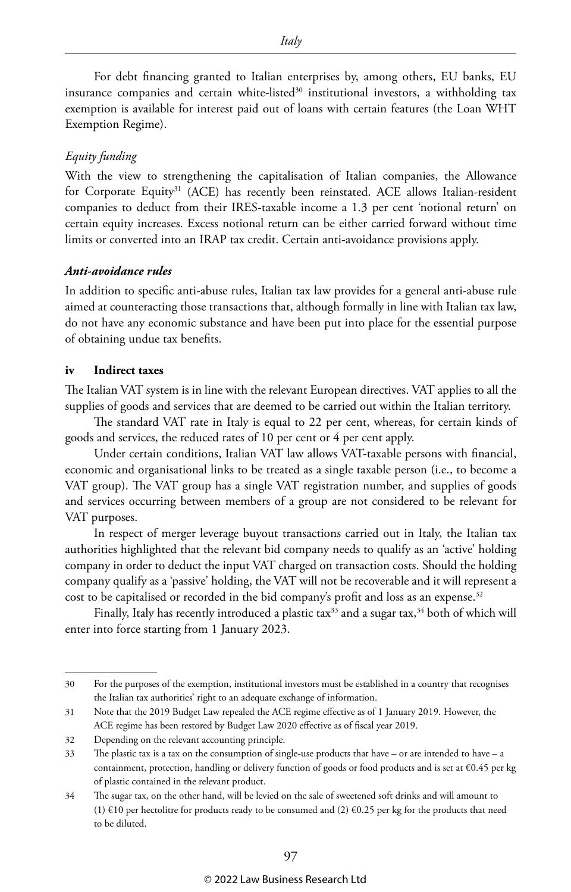For debt financing granted to Italian enterprises by, among others, EU banks, EU insurance companies and certain white-listed[30] institutional investors, a withholding tax exemption is available for interest paid out of loans with certain features (the Loan WHT Exemption Regime).

*Equity funding*

With the view to strengthening the capitalisation of Italian companies, the Allowance for Corporate Equity[31] (ACE) has recently been reinstated. ACE allows Italian-resident companies to deduct from their IRES-taxable income a 1.3 per cent 'notional return' on certain equity increases. Excess notional return can be either carried forward without time limits or converted into an IRAP tax credit. Certain anti-avoidance provisions apply.

***Anti-avoidance rules***

In addition to specific anti-abuse rules, Italian tax law provides for a general anti-abuse rule aimed at counteracting those transactions that, although formally in line with Italian tax law, do not have any economic substance and have been put into place for the essential purpose of obtaining undue tax benefits.

**iv Indirect taxes**

The Italian VAT system is in line with the relevant European directives. VAT applies to all the supplies of goods and services that are deemed to be carried out within the Italian territory.

The standard VAT rate in Italy is equal to 22 per cent, whereas, for certain kinds of goods and services, the reduced rates of 10 per cent or 4 per cent apply.

Under certain conditions, Italian VAT law allows VAT-taxable persons with financial, economic and organisational links to be treated as a single taxable person (i.e., to become a VAT group). The VAT group has a single VAT registration number, and supplies of goods and services occurring between members of a group are not considered to be relevant for VAT purposes.

In respect of merger leverage buyout transactions carried out in Italy, the Italian tax authorities highlighted that the relevant bid company needs to qualify as an 'active' holding company in order to deduct the input VAT charged on transaction costs. Should the holding company qualify as a 'passive' holding, the VAT will not be recoverable and it will represent a cost to be capitalised or recorded in the bid company's profit and loss as an expense.[32]

Finally, Italy has recently introduced a plastic tax[33] and a sugar tax,[34] both of which will enter into force starting from 1 January 2023.

---

30 For the purposes of the exemption, institutional investors must be established in a country that recognises the Italian tax authorities' right to an adequate exchange of information.

31 Note that the 2019 Budget Law repealed the ACE regime effective as of 1 January 2019. However, the ACE regime has been restored by Budget Law 2020 effective as of fiscal year 2019.

32 Depending on the relevant accounting principle.

33 The plastic tax is a tax on the consumption of single-use products that have – or are intended to have – a containment, protection, handling or delivery function of goods or food products and is set at €0.45 per kg of plastic contained in the relevant product.

34 The sugar tax, on the other hand, will be levied on the sale of sweetened soft drinks and will amount to (1) €10 per hectolitre for products ready to be consumed and (2) €0.25 per kg for the products that need to be diluted.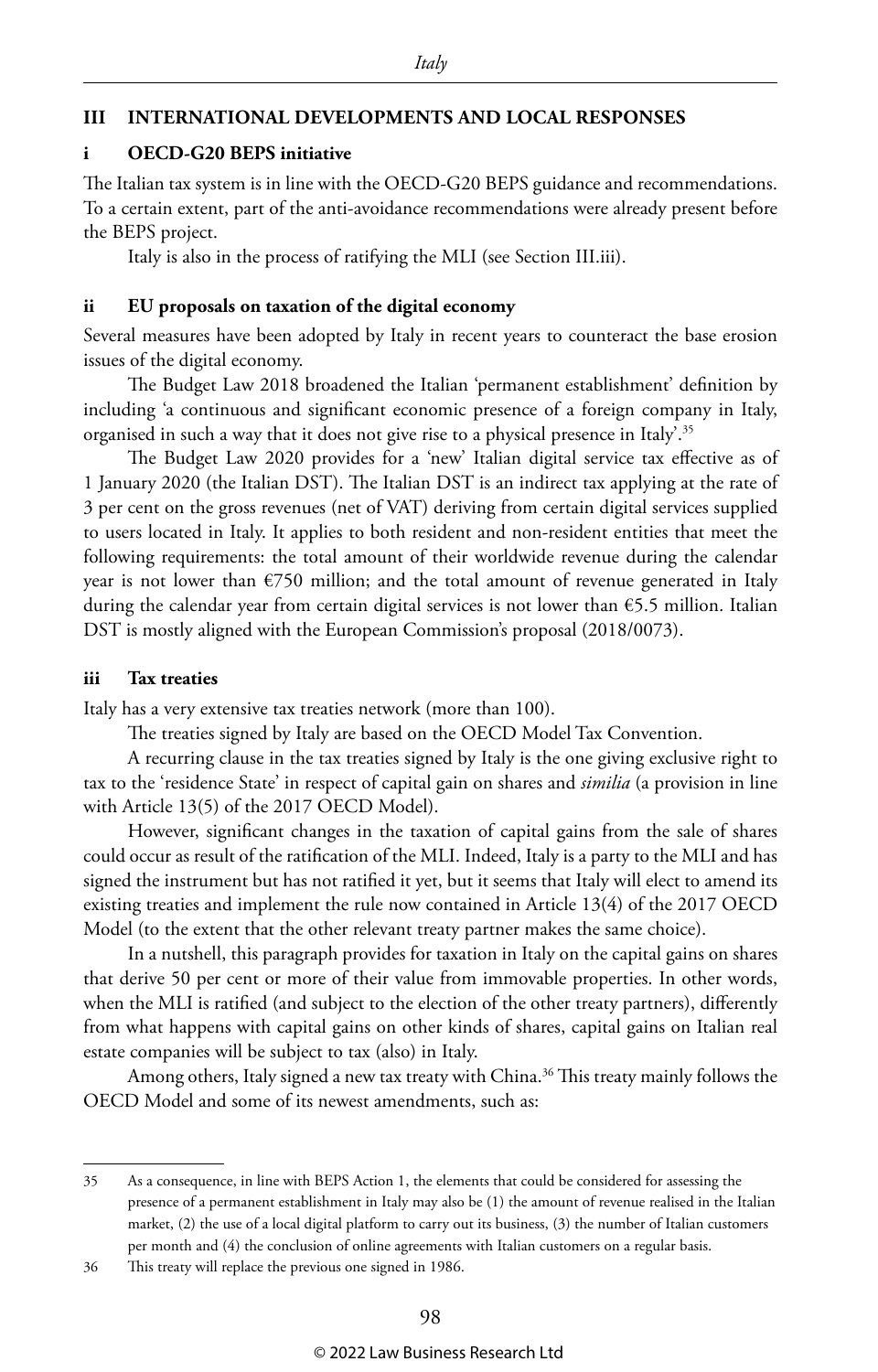## III INTERNATIONAL DEVELOPMENTS AND LOCAL RESPONSES

### i OECD-G20 BEPS initiative

The Italian tax system is in line with the OECD-G20 BEPS guidance and recommendations. To a certain extent, part of the anti-avoidance recommendations were already present before the BEPS project.

Italy is also in the process of ratifying the MLI (see Section III.iii).

### ii EU proposals on taxation of the digital economy

Several measures have been adopted by Italy in recent years to counteract the base erosion issues of the digital economy.

The Budget Law 2018 broadened the Italian 'permanent establishment' definition by including 'a continuous and significant economic presence of a foreign company in Italy, organised in such a way that it does not give rise to a physical presence in Italy'.[35]

The Budget Law 2020 provides for a 'new' Italian digital service tax effective as of 1 January 2020 (the Italian DST). The Italian DST is an indirect tax applying at the rate of 3 per cent on the gross revenues (net of VAT) deriving from certain digital services supplied to users located in Italy. It applies to both resident and non-resident entities that meet the following requirements: the total amount of their worldwide revenue during the calendar year is not lower than €750 million; and the total amount of revenue generated in Italy during the calendar year from certain digital services is not lower than €5.5 million. Italian DST is mostly aligned with the European Commission's proposal (2018/0073).

### iii Tax treaties

Italy has a very extensive tax treaties network (more than 100).

The treaties signed by Italy are based on the OECD Model Tax Convention.

A recurring clause in the tax treaties signed by Italy is the one giving exclusive right to tax to the 'residence State' in respect of capital gain on shares and *similia* (a provision in line with Article 13(5) of the 2017 OECD Model).

However, significant changes in the taxation of capital gains from the sale of shares could occur as result of the ratification of the MLI. Indeed, Italy is a party to the MLI and has signed the instrument but has not ratified it yet, but it seems that Italy will elect to amend its existing treaties and implement the rule now contained in Article 13(4) of the 2017 OECD Model (to the extent that the other relevant treaty partner makes the same choice).

In a nutshell, this paragraph provides for taxation in Italy on the capital gains on shares that derive 50 per cent or more of their value from immovable properties. In other words, when the MLI is ratified (and subject to the election of the other treaty partners), differently from what happens with capital gains on other kinds of shares, capital gains on Italian real estate companies will be subject to tax (also) in Italy.

Among others, Italy signed a new tax treaty with China.[36] This treaty mainly follows the OECD Model and some of its newest amendments, such as:

---

35 As a consequence, in line with BEPS Action 1, the elements that could be considered for assessing the presence of a permanent establishment in Italy may also be (1) the amount of revenue realised in the Italian market, (2) the use of a local digital platform to carry out its business, (3) the number of Italian customers per month and (4) the conclusion of online agreements with Italian customers on a regular basis.

36 This treaty will replace the previous one signed in 1986.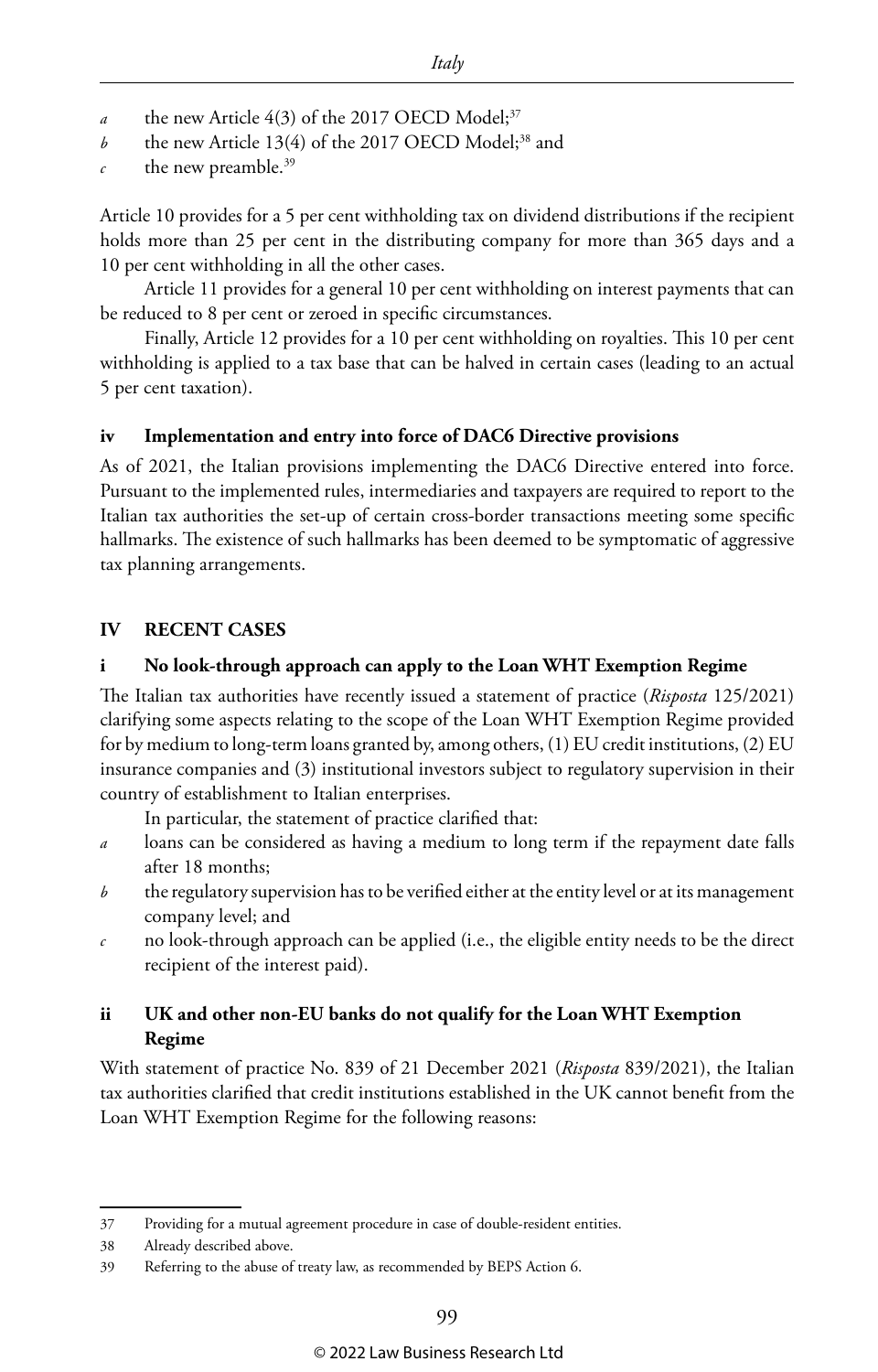- *a* the new Article 4(3) of the 2017 OECD Model;[37]
- *b* the new Article 13(4) of the 2017 OECD Model;[38] and
- *c* the new preamble.[39]

Article 10 provides for a 5 per cent withholding tax on dividend distributions if the recipient holds more than 25 per cent in the distributing company for more than 365 days and a 10 per cent withholding in all the other cases.

Article 11 provides for a general 10 per cent withholding on interest payments that can be reduced to 8 per cent or zeroed in specific circumstances.

Finally, Article 12 provides for a 10 per cent withholding on royalties. This 10 per cent withholding is applied to a tax base that can be halved in certain cases (leading to an actual 5 per cent taxation).

### iv Implementation and entry into force of DAC6 Directive provisions

As of 2021, the Italian provisions implementing the DAC6 Directive entered into force. Pursuant to the implemented rules, intermediaries and taxpayers are required to report to the Italian tax authorities the set-up of certain cross-border transactions meeting some specific hallmarks. The existence of such hallmarks has been deemed to be symptomatic of aggressive tax planning arrangements.

## IV RECENT CASES

### i No look-through approach can apply to the Loan WHT Exemption Regime

The Italian tax authorities have recently issued a statement of practice (*Risposta* 125/2021) clarifying some aspects relating to the scope of the Loan WHT Exemption Regime provided for by medium to long-term loans granted by, among others, (1) EU credit institutions, (2) EU insurance companies and (3) institutional investors subject to regulatory supervision in their country of establishment to Italian enterprises.

In particular, the statement of practice clarified that:

- *a* loans can be considered as having a medium to long term if the repayment date falls after 18 months;
- *b* the regulatory supervision has to be verified either at the entity level or at its management company level; and
- *c* no look-through approach can be applied (i.e., the eligible entity needs to be the direct recipient of the interest paid).

### ii UK and other non-EU banks do not qualify for the Loan WHT Exemption Regime

With statement of practice No. 839 of 21 December 2021 (*Risposta* 839/2021), the Italian tax authorities clarified that credit institutions established in the UK cannot benefit from the Loan WHT Exemption Regime for the following reasons:

---

[37] Providing for a mutual agreement procedure in case of double-resident entities.

[38] Already described above.

[39] Referring to the abuse of treaty law, as recommended by BEPS Action 6.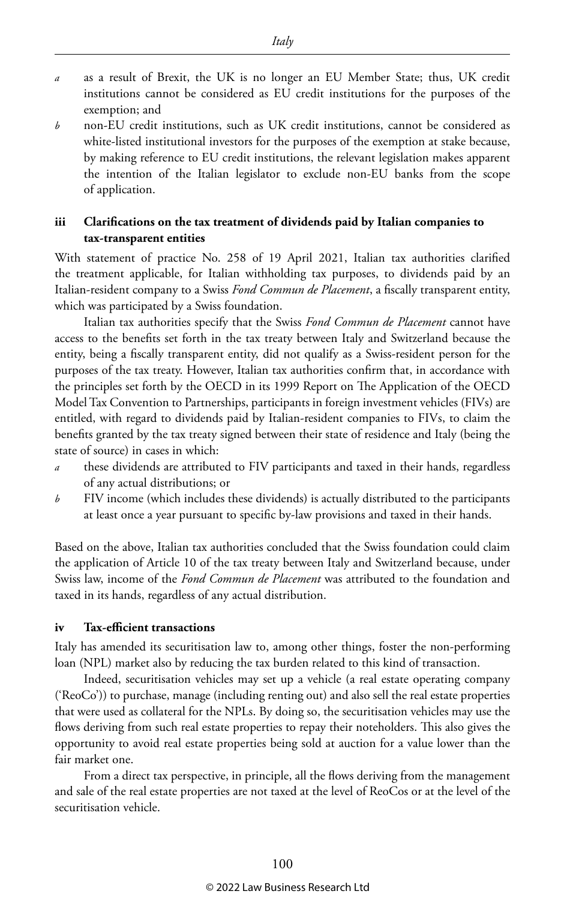*a* as a result of Brexit, the UK is no longer an EU Member State; thus, UK credit institutions cannot be considered as EU credit institutions for the purposes of the exemption; and

*b* non-EU credit institutions, such as UK credit institutions, cannot be considered as white-listed institutional investors for the purposes of the exemption at stake because, by making reference to EU credit institutions, the relevant legislation makes apparent the intention of the Italian legislator to exclude non-EU banks from the scope of application.

### iii Clarifications on the tax treatment of dividends paid by Italian companies to tax-transparent entities

With statement of practice No. 258 of 19 April 2021, Italian tax authorities clarified the treatment applicable, for Italian withholding tax purposes, to dividends paid by an Italian-resident company to a Swiss *Fond Commun de Placement*, a fiscally transparent entity, which was participated by a Swiss foundation.

Italian tax authorities specify that the Swiss *Fond Commun de Placement* cannot have access to the benefits set forth in the tax treaty between Italy and Switzerland because the entity, being a fiscally transparent entity, did not qualify as a Swiss-resident person for the purposes of the tax treaty. However, Italian tax authorities confirm that, in accordance with the principles set forth by the OECD in its 1999 Report on The Application of the OECD Model Tax Convention to Partnerships, participants in foreign investment vehicles (FIVs) are entitled, with regard to dividends paid by Italian-resident companies to FIVs, to claim the benefits granted by the tax treaty signed between their state of residence and Italy (being the state of source) in cases in which:

*a* these dividends are attributed to FIV participants and taxed in their hands, regardless of any actual distributions; or

*b* FIV income (which includes these dividends) is actually distributed to the participants at least once a year pursuant to specific by-law provisions and taxed in their hands.

Based on the above, Italian tax authorities concluded that the Swiss foundation could claim the application of Article 10 of the tax treaty between Italy and Switzerland because, under Swiss law, income of the *Fond Commun de Placement* was attributed to the foundation and taxed in its hands, regardless of any actual distribution.

### iv Tax-efficient transactions

Italy has amended its securitisation law to, among other things, foster the non-performing loan (NPL) market also by reducing the tax burden related to this kind of transaction.

Indeed, securitisation vehicles may set up a vehicle (a real estate operating company ('ReoCo')) to purchase, manage (including renting out) and also sell the real estate properties that were used as collateral for the NPLs. By doing so, the securitisation vehicles may use the flows deriving from such real estate properties to repay their noteholders. This also gives the opportunity to avoid real estate properties being sold at auction for a value lower than the fair market one.

From a direct tax perspective, in principle, all the flows deriving from the management and sale of the real estate properties are not taxed at the level of ReoCos or at the level of the securitisation vehicle.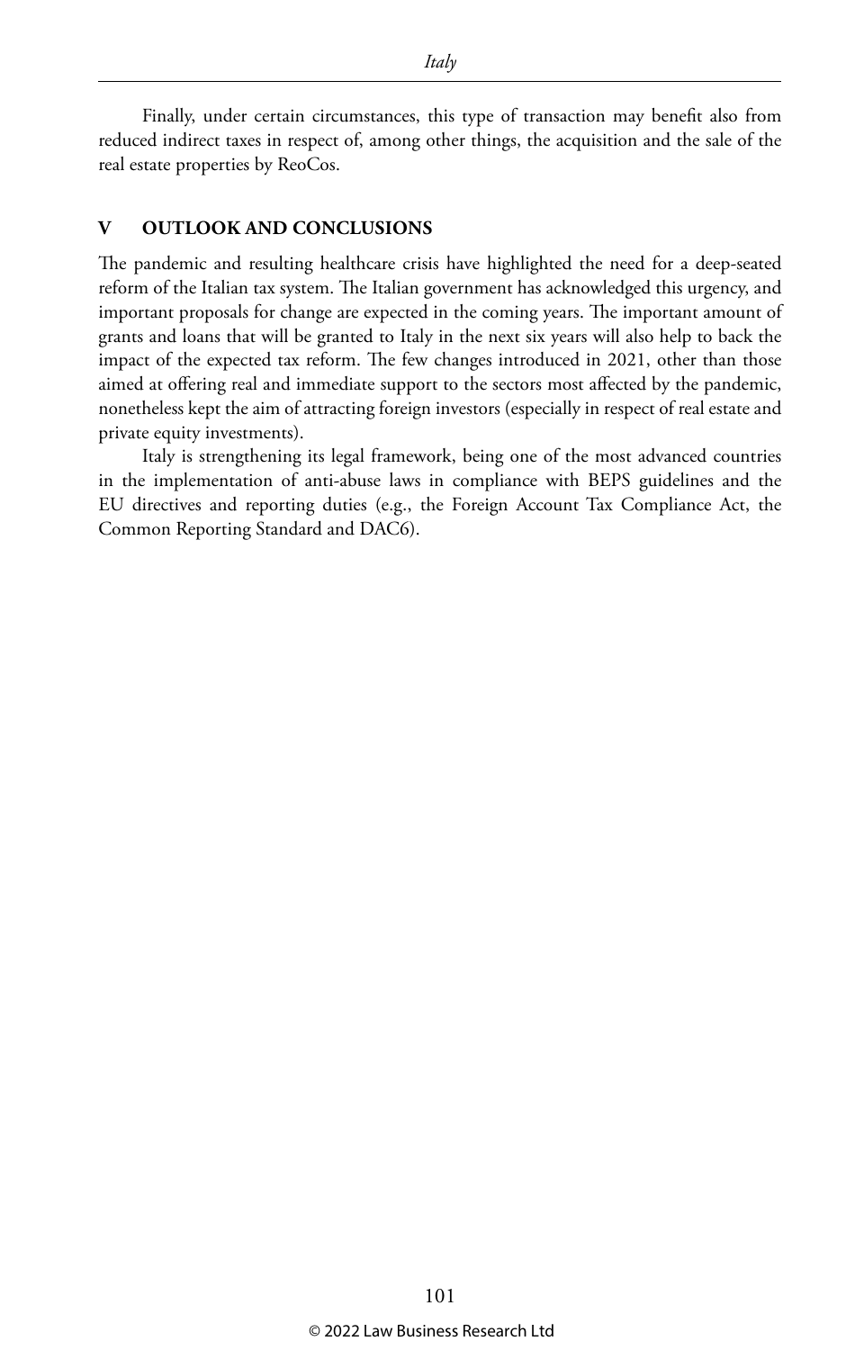Finally, under certain circumstances, this type of transaction may benefit also from reduced indirect taxes in respect of, among other things, the acquisition and the sale of the real estate properties by ReoCos.

## V OUTLOOK AND CONCLUSIONS

The pandemic and resulting healthcare crisis have highlighted the need for a deep-seated reform of the Italian tax system. The Italian government has acknowledged this urgency, and important proposals for change are expected in the coming years. The important amount of grants and loans that will be granted to Italy in the next six years will also help to back the impact of the expected tax reform. The few changes introduced in 2021, other than those aimed at offering real and immediate support to the sectors most affected by the pandemic, nonetheless kept the aim of attracting foreign investors (especially in respect of real estate and private equity investments).

Italy is strengthening its legal framework, being one of the most advanced countries in the implementation of anti-abuse laws in compliance with BEPS guidelines and the EU directives and reporting duties (e.g., the Foreign Account Tax Compliance Act, the Common Reporting Standard and DAC6).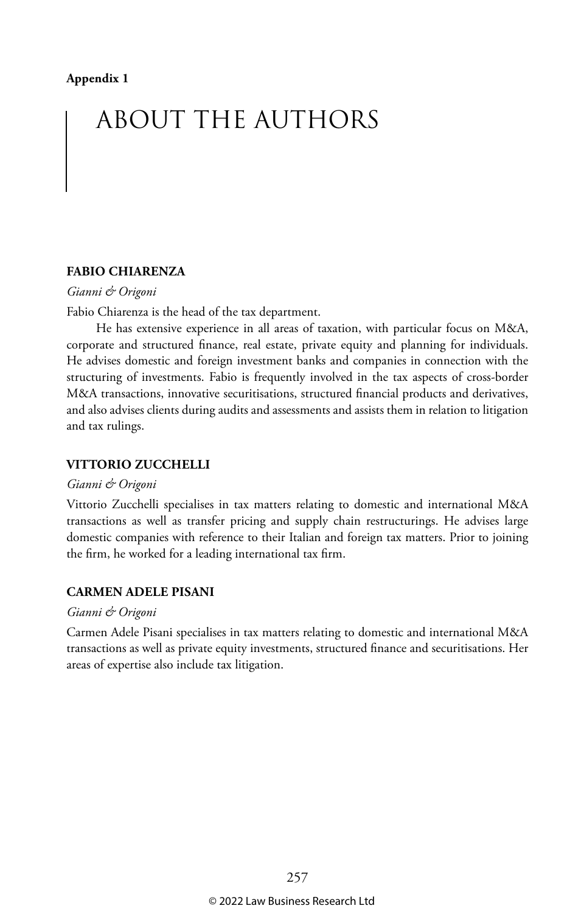**Appendix 1**

# ABOUT THE AUTHORS

**FABIO CHIARENZA**

*Gianni & Origoni*

Fabio Chiarenza is the head of the tax department.

He has extensive experience in all areas of taxation, with particular focus on M&A, corporate and structured finance, real estate, private equity and planning for individuals. He advises domestic and foreign investment banks and companies in connection with the structuring of investments. Fabio is frequently involved in the tax aspects of cross-border M&A transactions, innovative securitisations, structured financial products and derivatives, and also advises clients during audits and assessments and assists them in relation to litigation and tax rulings.

**VITTORIO ZUCCHELLI**

*Gianni & Origoni*

Vittorio Zucchelli specialises in tax matters relating to domestic and international M&A transactions as well as transfer pricing and supply chain restructurings. He advises large domestic companies with reference to their Italian and foreign tax matters. Prior to joining the firm, he worked for a leading international tax firm.

**CARMEN ADELE PISANI**

*Gianni & Origoni*

Carmen Adele Pisani specialises in tax matters relating to domestic and international M&A transactions as well as private equity investments, structured finance and securitisations. Her areas of expertise also include tax litigation.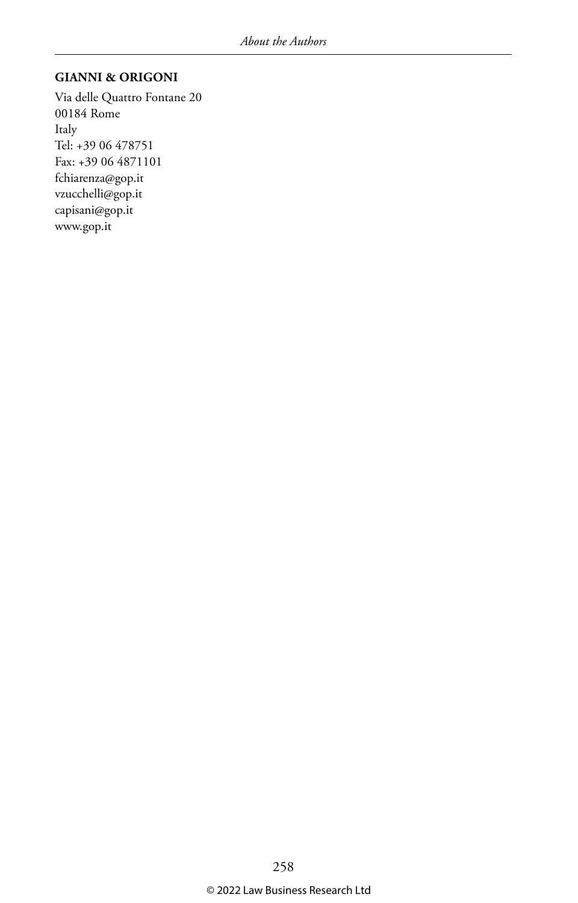**GIANNI & ORIGONI**

Via delle Quattro Fontane 20
00184 Rome
Italy
Tel: +39 06 478751
Fax: +39 06 4871101
fchiarenza@gop.it
vzucchelli@gop.it
capisani@gop.it
www.gop.it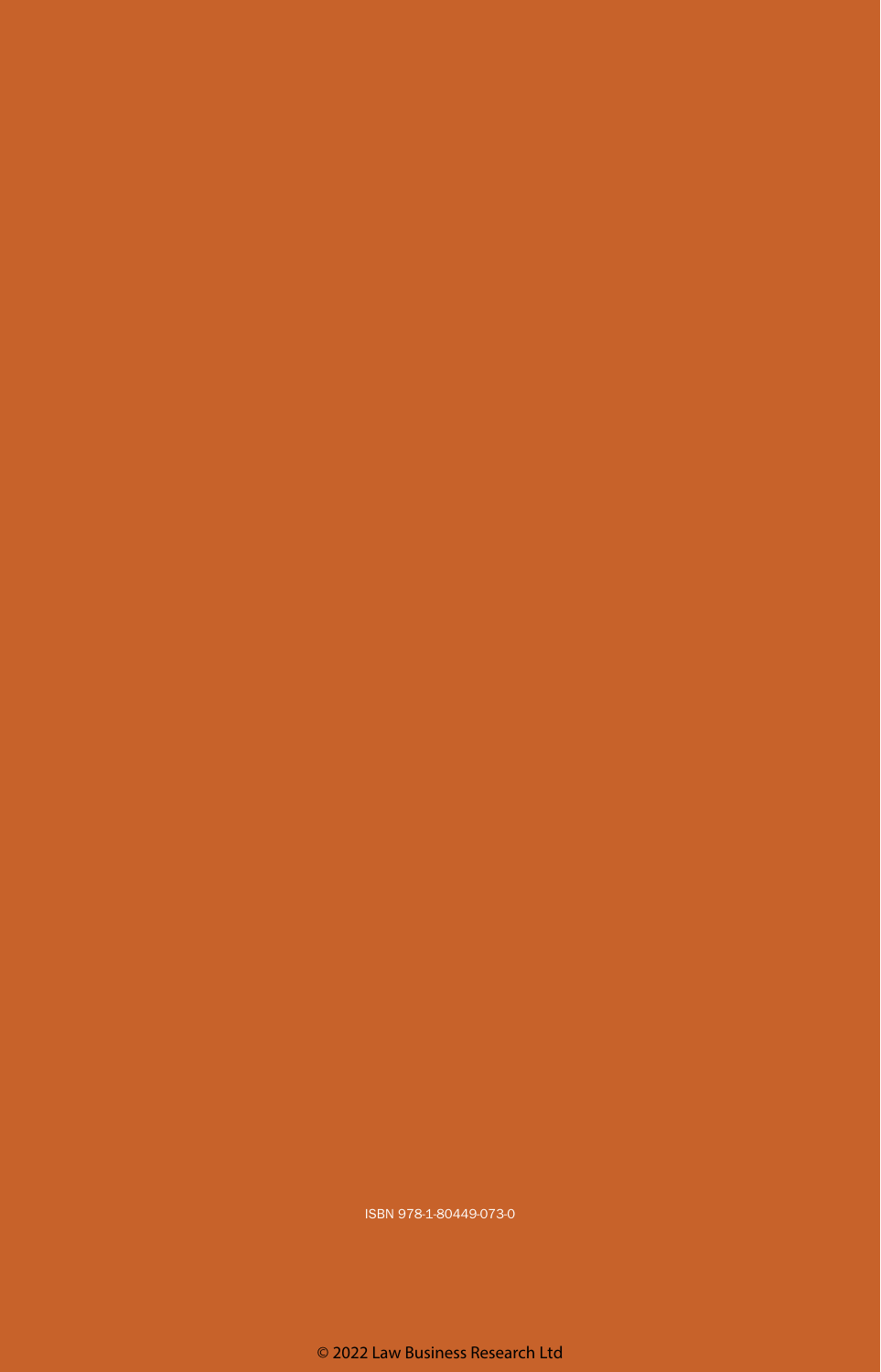ISBN 978-1-80449-073-0

© 2022 Law Business Research Ltd